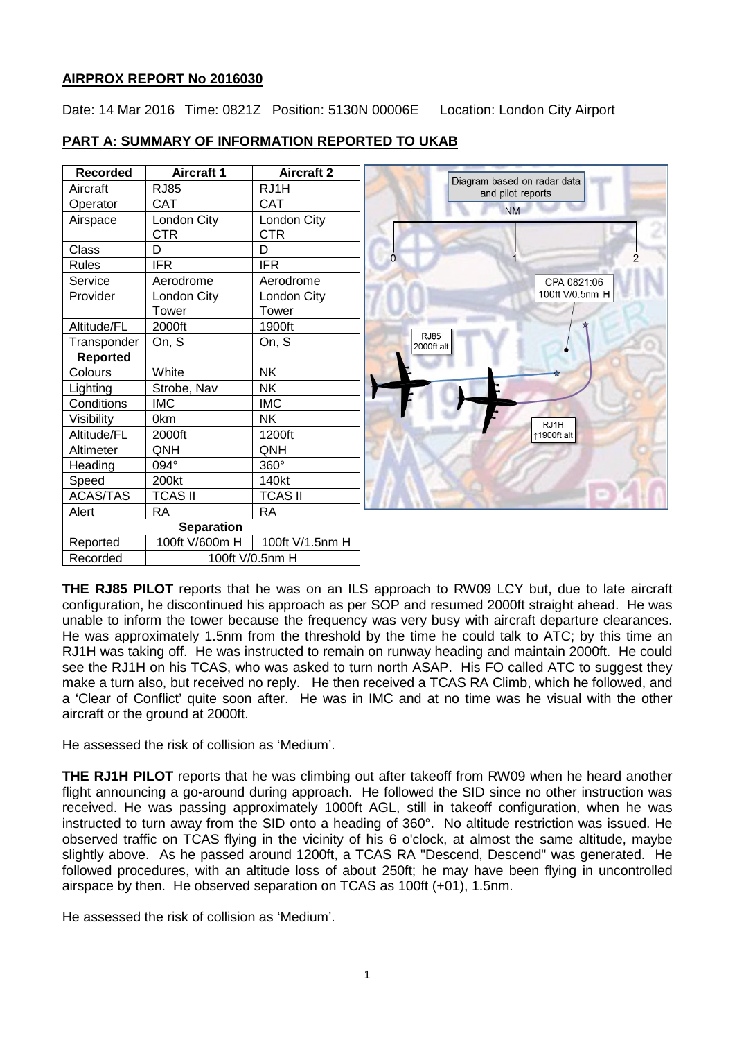**AIRPROX REPORT No 2016030**

Date: 14 Mar 2016 Time: 0821Z Position: 5130N 00006E Location: London City Airport

**PART A: SUMMARY OF INFORMATION REPORTED TO UKAB**

| Recorded | Aircraft 1 | Aircraft 2 |
|---|---|---|
| Aircraft | RJ85 | RJ1H |
| Operator | CAT | CAT |
| Airspace | London City CTR | London City CTR |
| Class | D | D |
| Rules | IFR | IFR |
| Service | Aerodrome | Aerodrome |
| Provider | London City Tower | London City Tower |
| Altitude/FL | 2000ft | 1900ft |
| Transponder | On, S | On, S |
| **Reported** | | |
| Colours | White | NK |
| Lighting | Strobe, Nav | NK |
| Conditions | IMC | IMC |
| Visibility | 0km | NK |
| Altitude/FL | 2000ft | 1200ft |
| Altimeter | QNH | QNH |
| Heading | 094° | 360° |
| Speed | 200kt | 140kt |
| ACAS/TAS | TCAS II | TCAS II |
| Alert | RA | RA |
| **Separation** | | |
| Reported | 100ft V/600m H | 100ft V/1.5nm H |
| Recorded | 100ft V/0.5nm H | |

Diagram based on radar data and pilot reports

**THE RJ85 PILOT** reports that he was on an ILS approach to RW09 LCY but, due to late aircraft configuration, he discontinued his approach as per SOP and resumed 2000ft straight ahead. He was unable to inform the tower because the frequency was very busy with aircraft departure clearances. He was approximately 1.5nm from the threshold by the time he could talk to ATC; by this time an RJ1H was taking off. He was instructed to remain on runway heading and maintain 2000ft. He could see the RJ1H on his TCAS, who was asked to turn north ASAP. His FO called ATC to suggest they make a turn also, but received no reply. He then received a TCAS RA Climb, which he followed, and a 'Clear of Conflict' quite soon after. He was in IMC and at no time was he visual with the other aircraft or the ground at 2000ft.

He assessed the risk of collision as 'Medium'.

**THE RJ1H PILOT** reports that he was climbing out after takeoff from RW09 when he heard another flight announcing a go-around during approach. He followed the SID since no other instruction was received. He was passing approximately 1000ft AGL, still in takeoff configuration, when he was instructed to turn away from the SID onto a heading of 360°. No altitude restriction was issued. He observed traffic on TCAS flying in the vicinity of his 6 o'clock, at almost the same altitude, maybe slightly above. As he passed around 1200ft, a TCAS RA "Descend, Descend" was generated. He followed procedures, with an altitude loss of about 250ft; he may have been flying in uncontrolled airspace by then. He observed separation on TCAS as 100ft (+01), 1.5nm.

He assessed the risk of collision as 'Medium'.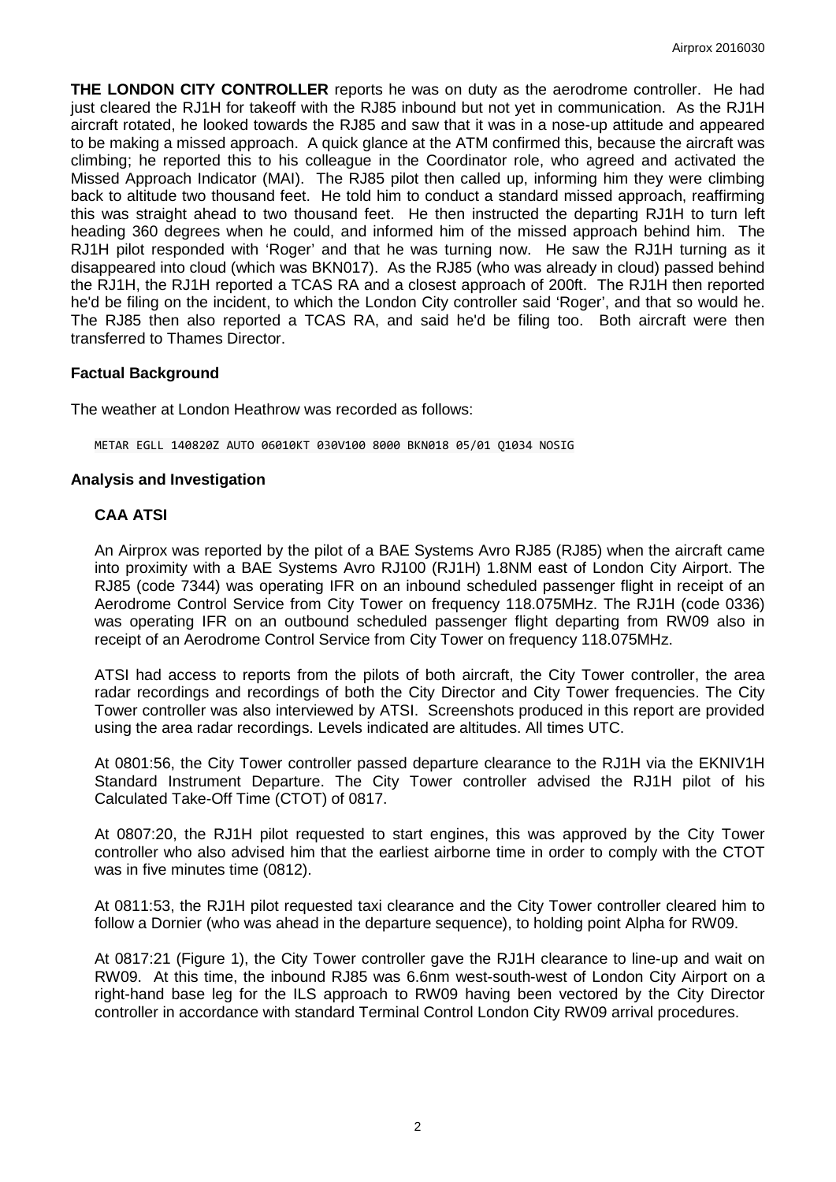**THE LONDON CITY CONTROLLER** reports he was on duty as the aerodrome controller. He had just cleared the RJ1H for takeoff with the RJ85 inbound but not yet in communication. As the RJ1H aircraft rotated, he looked towards the RJ85 and saw that it was in a nose-up attitude and appeared to be making a missed approach. A quick glance at the ATM confirmed this, because the aircraft was climbing; he reported this to his colleague in the Coordinator role, who agreed and activated the Missed Approach Indicator (MAI). The RJ85 pilot then called up, informing him they were climbing back to altitude two thousand feet. He told him to conduct a standard missed approach, reaffirming this was straight ahead to two thousand feet. He then instructed the departing RJ1H to turn left heading 360 degrees when he could, and informed him of the missed approach behind him. The RJ1H pilot responded with 'Roger' and that he was turning now. He saw the RJ1H turning as it disappeared into cloud (which was BKN017). As the RJ85 (who was already in cloud) passed behind the RJ1H, the RJ1H reported a TCAS RA and a closest approach of 200ft. The RJ1H then reported he'd be filing on the incident, to which the London City controller said 'Roger', and that so would he. The RJ85 then also reported a TCAS RA, and said he'd be filing too. Both aircraft were then transferred to Thames Director.

## Factual Background

The weather at London Heathrow was recorded as follows:

```
METAR EGLL 140820Z AUTO 06010KT 030V100 8000 BKN018 05/01 Q1034 NOSIG
```

## Analysis and Investigation

### CAA ATSI

An Airprox was reported by the pilot of a BAE Systems Avro RJ85 (RJ85) when the aircraft came into proximity with a BAE Systems Avro RJ100 (RJ1H) 1.8NM east of London City Airport. The RJ85 (code 7344) was operating IFR on an inbound scheduled passenger flight in receipt of an Aerodrome Control Service from City Tower on frequency 118.075MHz. The RJ1H (code 0336) was operating IFR on an outbound scheduled passenger flight departing from RW09 also in receipt of an Aerodrome Control Service from City Tower on frequency 118.075MHz.

ATSI had access to reports from the pilots of both aircraft, the City Tower controller, the area radar recordings and recordings of both the City Director and City Tower frequencies. The City Tower controller was also interviewed by ATSI. Screenshots produced in this report are provided using the area radar recordings. Levels indicated are altitudes. All times UTC.

At 0801:56, the City Tower controller passed departure clearance to the RJ1H via the EKNIV1H Standard Instrument Departure. The City Tower controller advised the RJ1H pilot of his Calculated Take-Off Time (CTOT) of 0817.

At 0807:20, the RJ1H pilot requested to start engines, this was approved by the City Tower controller who also advised him that the earliest airborne time in order to comply with the CTOT was in five minutes time (0812).

At 0811:53, the RJ1H pilot requested taxi clearance and the City Tower controller cleared him to follow a Dornier (who was ahead in the departure sequence), to holding point Alpha for RW09.

At 0817:21 (Figure 1), the City Tower controller gave the RJ1H clearance to line-up and wait on RW09. At this time, the inbound RJ85 was 6.6nm west-south-west of London City Airport on a right-hand base leg for the ILS approach to RW09 having been vectored by the City Director controller in accordance with standard Terminal Control London City RW09 arrival procedures.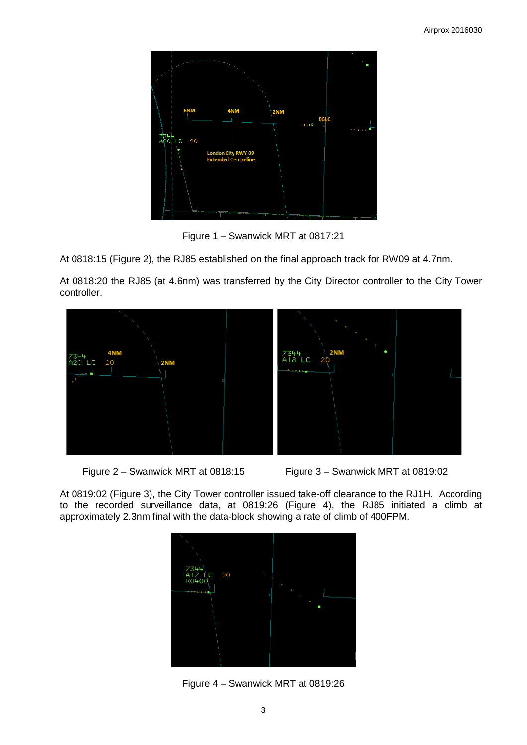Figure 1 – Swanwick MRT at 0817:21

At 0818:15 (Figure 2), the RJ85 established on the final approach track for RW09 at 4.7nm.

At 0818:20 the RJ85 (at 4.6nm) was transferred by the City Director controller to the City Tower controller.

Figure 2 – Swanwick MRT at 0818:15

Figure 3 – Swanwick MRT at 0819:02

At 0819:02 (Figure 3), the City Tower controller issued take-off clearance to the RJ1H. According to the recorded surveillance data, at 0819:26 (Figure 4), the RJ85 initiated a climb at approximately 2.3nm final with the data-block showing a rate of climb of 400FPM.

Figure 4 – Swanwick MRT at 0819:26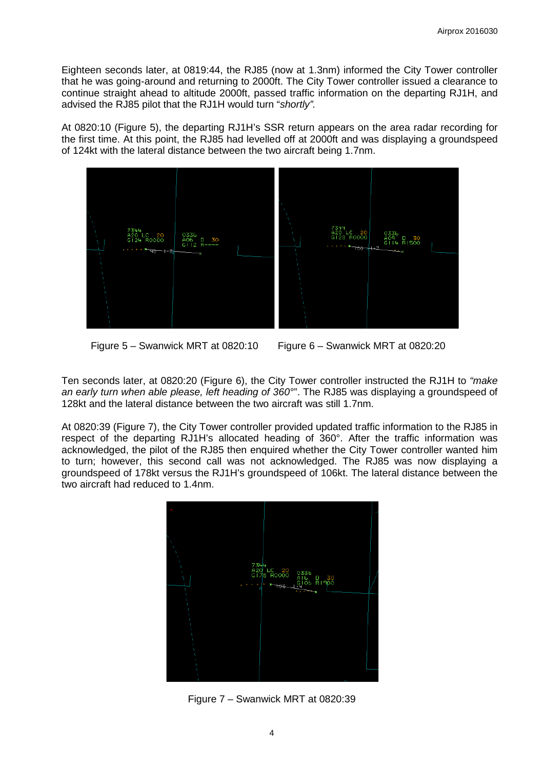Eighteen seconds later, at 0819:44, the RJ85 (now at 1.3nm) informed the City Tower controller that he was going-around and returning to 2000ft. The City Tower controller issued a clearance to continue straight ahead to altitude 2000ft, passed traffic information on the departing RJ1H, and advised the RJ85 pilot that the RJ1H would turn "*shortly".*

At 0820:10 (Figure 5), the departing RJ1H's SSR return appears on the area radar recording for the first time. At this point, the RJ85 had levelled off at 2000ft and was displaying a groundspeed of 124kt with the lateral distance between the two aircraft being 1.7nm.

Figure 5 – Swanwick MRT at 0820:10     Figure 6 – Swanwick MRT at 0820:20

Ten seconds later, at 0820:20 (Figure 6), the City Tower controller instructed the RJ1H to *"make an early turn when able please, left heading of 360°*". The RJ85 was displaying a groundspeed of 128kt and the lateral distance between the two aircraft was still 1.7nm.

At 0820:39 (Figure 7), the City Tower controller provided updated traffic information to the RJ85 in respect of the departing RJ1H's allocated heading of 360°. After the traffic information was acknowledged, the pilot of the RJ85 then enquired whether the City Tower controller wanted him to turn; however, this second call was not acknowledged. The RJ85 was now displaying a groundspeed of 178kt versus the RJ1H's groundspeed of 106kt. The lateral distance between the two aircraft had reduced to 1.4nm.

Figure 7 – Swanwick MRT at 0820:39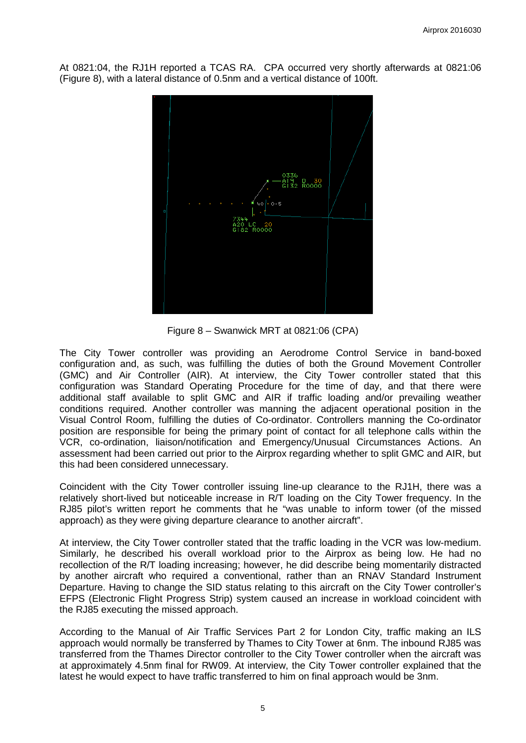At 0821:04, the RJ1H reported a TCAS RA. CPA occurred very shortly afterwards at 0821:06 (Figure 8), with a lateral distance of 0.5nm and a vertical distance of 100ft.

Figure 8 – Swanwick MRT at 0821:06 (CPA)

The City Tower controller was providing an Aerodrome Control Service in band-boxed configuration and, as such, was fulfilling the duties of both the Ground Movement Controller (GMC) and Air Controller (AIR). At interview, the City Tower controller stated that this configuration was Standard Operating Procedure for the time of day, and that there were additional staff available to split GMC and AIR if traffic loading and/or prevailing weather conditions required. Another controller was manning the adjacent operational position in the Visual Control Room, fulfilling the duties of Co-ordinator. Controllers manning the Co-ordinator position are responsible for being the primary point of contact for all telephone calls within the VCR, co-ordination, liaison/notification and Emergency/Unusual Circumstances Actions. An assessment had been carried out prior to the Airprox regarding whether to split GMC and AIR, but this had been considered unnecessary.

Coincident with the City Tower controller issuing line-up clearance to the RJ1H, there was a relatively short-lived but noticeable increase in R/T loading on the City Tower frequency. In the RJ85 pilot's written report he comments that he "was unable to inform tower (of the missed approach) as they were giving departure clearance to another aircraft".

At interview, the City Tower controller stated that the traffic loading in the VCR was low-medium. Similarly, he described his overall workload prior to the Airprox as being low. He had no recollection of the R/T loading increasing; however, he did describe being momentarily distracted by another aircraft who required a conventional, rather than an RNAV Standard Instrument Departure. Having to change the SID status relating to this aircraft on the City Tower controller's EFPS (Electronic Flight Progress Strip) system caused an increase in workload coincident with the RJ85 executing the missed approach.

According to the Manual of Air Traffic Services Part 2 for London City, traffic making an ILS approach would normally be transferred by Thames to City Tower at 6nm. The inbound RJ85 was transferred from the Thames Director controller to the City Tower controller when the aircraft was at approximately 4.5nm final for RW09. At interview, the City Tower controller explained that the latest he would expect to have traffic transferred to him on final approach would be 3nm.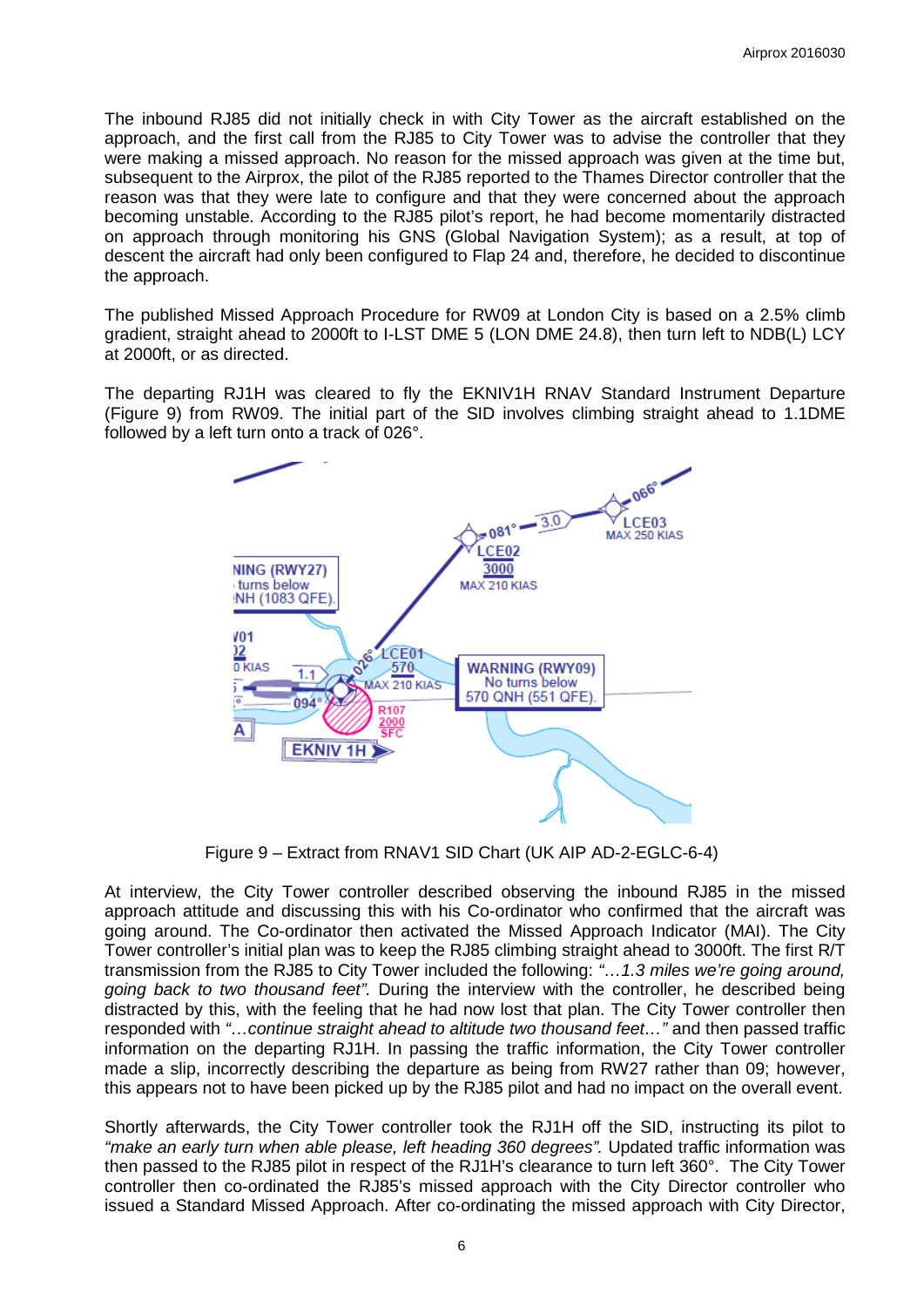The inbound RJ85 did not initially check in with City Tower as the aircraft established on the approach, and the first call from the RJ85 to City Tower was to advise the controller that they were making a missed approach. No reason for the missed approach was given at the time but, subsequent to the Airprox, the pilot of the RJ85 reported to the Thames Director controller that the reason was that they were late to configure and that they were concerned about the approach becoming unstable. According to the RJ85 pilot's report, he had become momentarily distracted on approach through monitoring his GNS (Global Navigation System); as a result, at top of descent the aircraft had only been configured to Flap 24 and, therefore, he decided to discontinue the approach.

The published Missed Approach Procedure for RW09 at London City is based on a 2.5% climb gradient, straight ahead to 2000ft to I-LST DME 5 (LON DME 24.8), then turn left to NDB(L) LCY at 2000ft, or as directed.

The departing RJ1H was cleared to fly the EKNIV1H RNAV Standard Instrument Departure (Figure 9) from RW09. The initial part of the SID involves climbing straight ahead to 1.1DME followed by a left turn onto a track of 026°.

Figure 9 – Extract from RNAV1 SID Chart (UK AIP AD-2-EGLC-6-4)

At interview, the City Tower controller described observing the inbound RJ85 in the missed approach attitude and discussing this with his Co-ordinator who confirmed that the aircraft was going around. The Co-ordinator then activated the Missed Approach Indicator (MAI). The City Tower controller's initial plan was to keep the RJ85 climbing straight ahead to 3000ft. The first R/T transmission from the RJ85 to City Tower included the following: *"…1.3 miles we're going around, going back to two thousand feet"*. During the interview with the controller, he described being distracted by this, with the feeling that he had now lost that plan. The City Tower controller then responded with *"…continue straight ahead to altitude two thousand feet…"* and then passed traffic information on the departing RJ1H. In passing the traffic information, the City Tower controller made a slip, incorrectly describing the departure as being from RW27 rather than 09; however, this appears not to have been picked up by the RJ85 pilot and had no impact on the overall event.

Shortly afterwards, the City Tower controller took the RJ1H off the SID, instructing its pilot to *"make an early turn when able please, left heading 360 degrees"*. Updated traffic information was then passed to the RJ85 pilot in respect of the RJ1H's clearance to turn left 360°. The City Tower controller then co-ordinated the RJ85's missed approach with the City Director controller who issued a Standard Missed Approach. After co-ordinating the missed approach with City Director,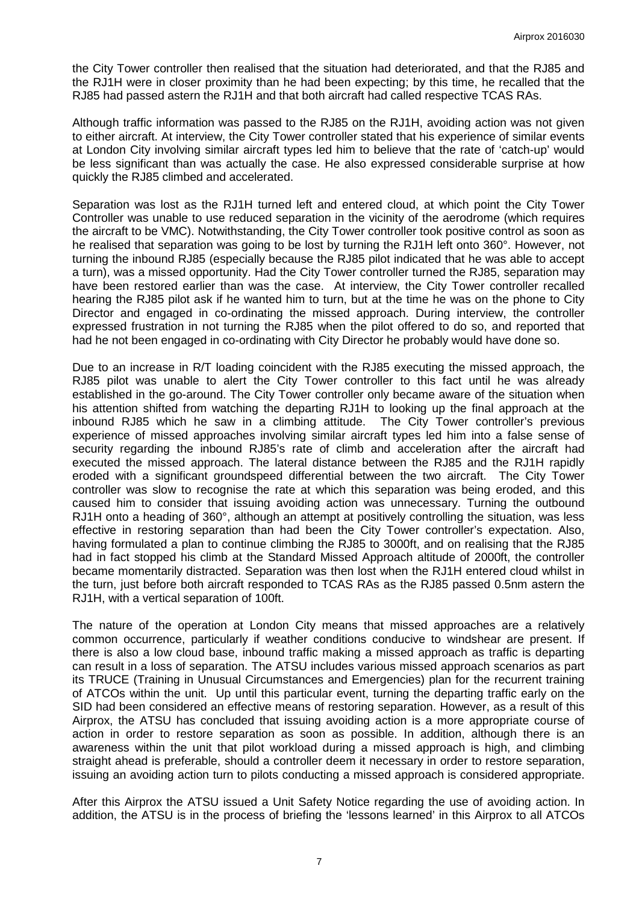the City Tower controller then realised that the situation had deteriorated, and that the RJ85 and the RJ1H were in closer proximity than he had been expecting; by this time, he recalled that the RJ85 had passed astern the RJ1H and that both aircraft had called respective TCAS RAs.

Although traffic information was passed to the RJ85 on the RJ1H, avoiding action was not given to either aircraft. At interview, the City Tower controller stated that his experience of similar events at London City involving similar aircraft types led him to believe that the rate of 'catch-up' would be less significant than was actually the case. He also expressed considerable surprise at how quickly the RJ85 climbed and accelerated.

Separation was lost as the RJ1H turned left and entered cloud, at which point the City Tower Controller was unable to use reduced separation in the vicinity of the aerodrome (which requires the aircraft to be VMC). Notwithstanding, the City Tower controller took positive control as soon as he realised that separation was going to be lost by turning the RJ1H left onto 360°. However, not turning the inbound RJ85 (especially because the RJ85 pilot indicated that he was able to accept a turn), was a missed opportunity. Had the City Tower controller turned the RJ85, separation may have been restored earlier than was the case. At interview, the City Tower controller recalled hearing the RJ85 pilot ask if he wanted him to turn, but at the time he was on the phone to City Director and engaged in co-ordinating the missed approach. During interview, the controller expressed frustration in not turning the RJ85 when the pilot offered to do so, and reported that had he not been engaged in co-ordinating with City Director he probably would have done so.

Due to an increase in R/T loading coincident with the RJ85 executing the missed approach, the RJ85 pilot was unable to alert the City Tower controller to this fact until he was already established in the go-around. The City Tower controller only became aware of the situation when his attention shifted from watching the departing RJ1H to looking up the final approach at the inbound RJ85 which he saw in a climbing attitude. The City Tower controller's previous experience of missed approaches involving similar aircraft types led him into a false sense of security regarding the inbound RJ85's rate of climb and acceleration after the aircraft had executed the missed approach. The lateral distance between the RJ85 and the RJ1H rapidly eroded with a significant groundspeed differential between the two aircraft. The City Tower controller was slow to recognise the rate at which this separation was being eroded, and this caused him to consider that issuing avoiding action was unnecessary. Turning the outbound RJ1H onto a heading of 360°, although an attempt at positively controlling the situation, was less effective in restoring separation than had been the City Tower controller's expectation. Also, having formulated a plan to continue climbing the RJ85 to 3000ft, and on realising that the RJ85 had in fact stopped his climb at the Standard Missed Approach altitude of 2000ft, the controller became momentarily distracted. Separation was then lost when the RJ1H entered cloud whilst in the turn, just before both aircraft responded to TCAS RAs as the RJ85 passed 0.5nm astern the RJ1H, with a vertical separation of 100ft.

The nature of the operation at London City means that missed approaches are a relatively common occurrence, particularly if weather conditions conducive to windshear are present. If there is also a low cloud base, inbound traffic making a missed approach as traffic is departing can result in a loss of separation. The ATSU includes various missed approach scenarios as part its TRUCE (Training in Unusual Circumstances and Emergencies) plan for the recurrent training of ATCOs within the unit. Up until this particular event, turning the departing traffic early on the SID had been considered an effective means of restoring separation. However, as a result of this Airprox, the ATSU has concluded that issuing avoiding action is a more appropriate course of action in order to restore separation as soon as possible. In addition, although there is an awareness within the unit that pilot workload during a missed approach is high, and climbing straight ahead is preferable, should a controller deem it necessary in order to restore separation, issuing an avoiding action turn to pilots conducting a missed approach is considered appropriate.

After this Airprox the ATSU issued a Unit Safety Notice regarding the use of avoiding action. In addition, the ATSU is in the process of briefing the 'lessons learned' in this Airprox to all ATCOs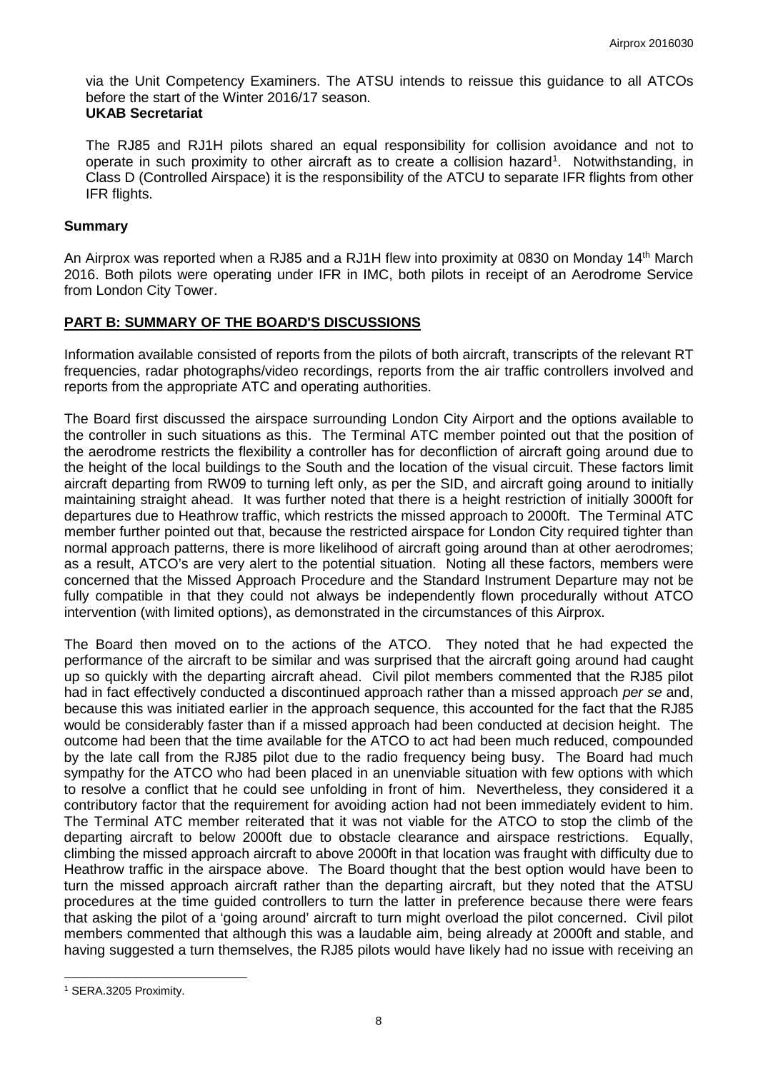via the Unit Competency Examiners. The ATSU intends to reissue this guidance to all ATCOs before the start of the Winter 2016/17 season.

**UKAB Secretariat**

The RJ85 and RJ1H pilots shared an equal responsibility for collision avoidance and not to operate in such proximity to other aircraft as to create a collision hazard[1]. Notwithstanding, in Class D (Controlled Airspace) it is the responsibility of the ATCU to separate IFR flights from other IFR flights.

## Summary

An Airprox was reported when a RJ85 and a RJ1H flew into proximity at 0830 on Monday 14th March 2016. Both pilots were operating under IFR in IMC, both pilots in receipt of an Aerodrome Service from London City Tower.

## PART B: SUMMARY OF THE BOARD'S DISCUSSIONS

Information available consisted of reports from the pilots of both aircraft, transcripts of the relevant RT frequencies, radar photographs/video recordings, reports from the air traffic controllers involved and reports from the appropriate ATC and operating authorities.

The Board first discussed the airspace surrounding London City Airport and the options available to the controller in such situations as this. The Terminal ATC member pointed out that the position of the aerodrome restricts the flexibility a controller has for deconfliction of aircraft going around due to the height of the local buildings to the South and the location of the visual circuit. These factors limit aircraft departing from RW09 to turning left only, as per the SID, and aircraft going around to initially maintaining straight ahead. It was further noted that there is a height restriction of initially 3000ft for departures due to Heathrow traffic, which restricts the missed approach to 2000ft. The Terminal ATC member further pointed out that, because the restricted airspace for London City required tighter than normal approach patterns, there is more likelihood of aircraft going around than at other aerodromes; as a result, ATCO's are very alert to the potential situation. Noting all these factors, members were concerned that the Missed Approach Procedure and the Standard Instrument Departure may not be fully compatible in that they could not always be independently flown procedurally without ATCO intervention (with limited options), as demonstrated in the circumstances of this Airprox.

The Board then moved on to the actions of the ATCO. They noted that he had expected the performance of the aircraft to be similar and was surprised that the aircraft going around had caught up so quickly with the departing aircraft ahead. Civil pilot members commented that the RJ85 pilot had in fact effectively conducted a discontinued approach rather than a missed approach *per se* and, because this was initiated earlier in the approach sequence, this accounted for the fact that the RJ85 would be considerably faster than if a missed approach had been conducted at decision height. The outcome had been that the time available for the ATCO to act had been much reduced, compounded by the late call from the RJ85 pilot due to the radio frequency being busy. The Board had much sympathy for the ATCO who had been placed in an unenviable situation with few options with which to resolve a conflict that he could see unfolding in front of him. Nevertheless, they considered it a contributory factor that the requirement for avoiding action had not been immediately evident to him. The Terminal ATC member reiterated that it was not viable for the ATCO to stop the climb of the departing aircraft to below 2000ft due to obstacle clearance and airspace restrictions. Equally, climbing the missed approach aircraft to above 2000ft in that location was fraught with difficulty due to Heathrow traffic in the airspace above. The Board thought that the best option would have been to turn the missed approach aircraft rather than the departing aircraft, but they noted that the ATSU procedures at the time guided controllers to turn the latter in preference because there were fears that asking the pilot of a 'going around' aircraft to turn might overload the pilot concerned. Civil pilot members commented that although this was a laudable aim, being already at 2000ft and stable, and having suggested a turn themselves, the RJ85 pilots would have likely had no issue with receiving an

[1] SERA.3205 Proximity.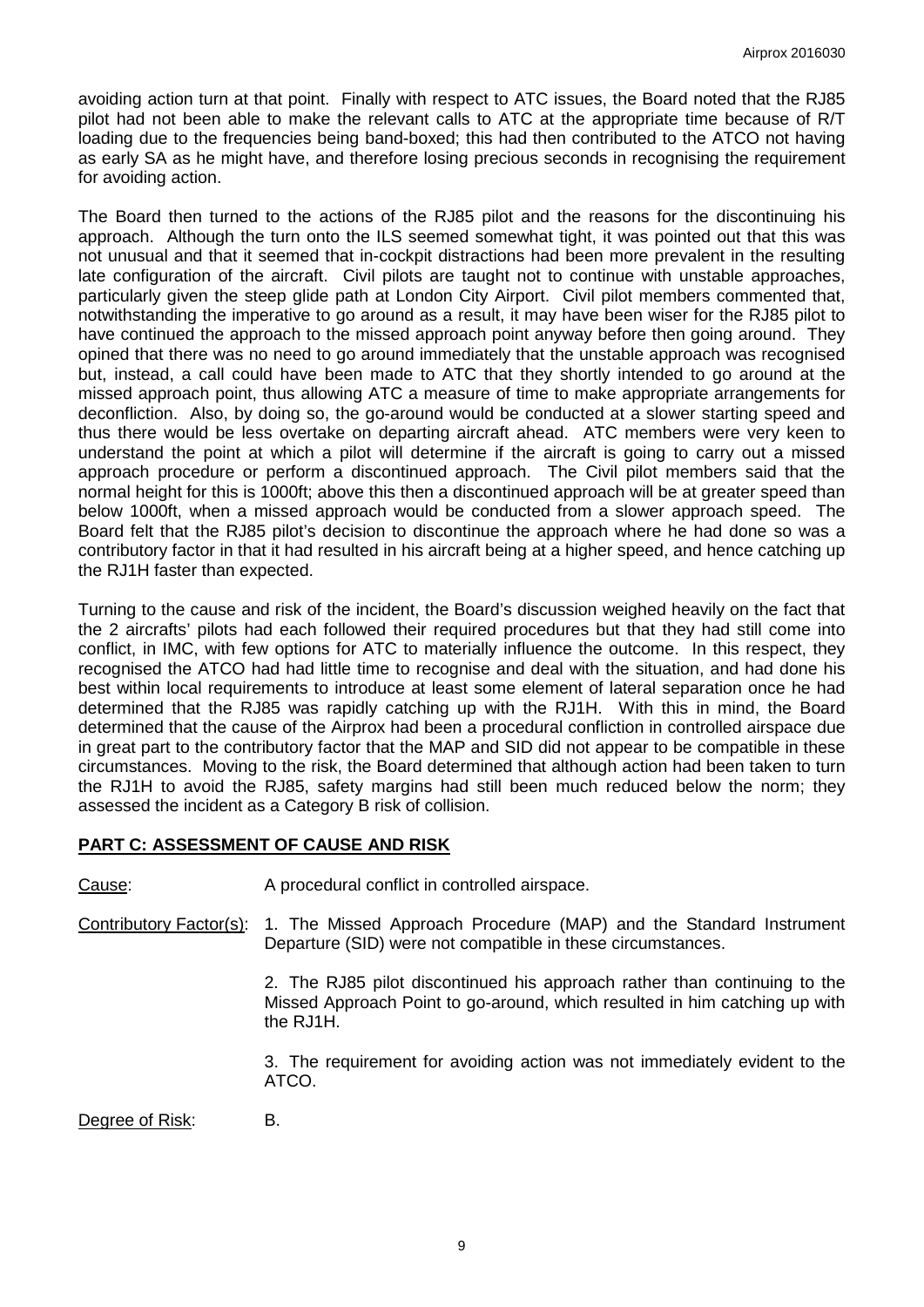avoiding action turn at that point. Finally with respect to ATC issues, the Board noted that the RJ85 pilot had not been able to make the relevant calls to ATC at the appropriate time because of R/T loading due to the frequencies being band-boxed; this had then contributed to the ATCO not having as early SA as he might have, and therefore losing precious seconds in recognising the requirement for avoiding action.

The Board then turned to the actions of the RJ85 pilot and the reasons for the discontinuing his approach. Although the turn onto the ILS seemed somewhat tight, it was pointed out that this was not unusual and that it seemed that in-cockpit distractions had been more prevalent in the resulting late configuration of the aircraft. Civil pilots are taught not to continue with unstable approaches, particularly given the steep glide path at London City Airport. Civil pilot members commented that, notwithstanding the imperative to go around as a result, it may have been wiser for the RJ85 pilot to have continued the approach to the missed approach point anyway before then going around. They opined that there was no need to go around immediately that the unstable approach was recognised but, instead, a call could have been made to ATC that they shortly intended to go around at the missed approach point, thus allowing ATC a measure of time to make appropriate arrangements for deconfliction. Also, by doing so, the go-around would be conducted at a slower starting speed and thus there would be less overtake on departing aircraft ahead. ATC members were very keen to understand the point at which a pilot will determine if the aircraft is going to carry out a missed approach procedure or perform a discontinued approach. The Civil pilot members said that the normal height for this is 1000ft; above this then a discontinued approach will be at greater speed than below 1000ft, when a missed approach would be conducted from a slower approach speed. The Board felt that the RJ85 pilot's decision to discontinue the approach where he had done so was a contributory factor in that it had resulted in his aircraft being at a higher speed, and hence catching up the RJ1H faster than expected.

Turning to the cause and risk of the incident, the Board's discussion weighed heavily on the fact that the 2 aircrafts' pilots had each followed their required procedures but that they had still come into conflict, in IMC, with few options for ATC to materially influence the outcome. In this respect, they recognised the ATCO had had little time to recognise and deal with the situation, and had done his best within local requirements to introduce at least some element of lateral separation once he had determined that the RJ85 was rapidly catching up with the RJ1H. With this in mind, the Board determined that the cause of the Airprox had been a procedural confliction in controlled airspace due in great part to the contributory factor that the MAP and SID did not appear to be compatible in these circumstances. Moving to the risk, the Board determined that although action had been taken to turn the RJ1H to avoid the RJ85, safety margins had still been much reduced below the norm; they assessed the incident as a Category B risk of collision.

## PART C: ASSESSMENT OF CAUSE AND RISK

Cause: A procedural conflict in controlled airspace.

Contributory Factor(s):

1. The Missed Approach Procedure (MAP) and the Standard Instrument Departure (SID) were not compatible in these circumstances.

2. The RJ85 pilot discontinued his approach rather than continuing to the Missed Approach Point to go-around, which resulted in him catching up with the RJ1H.

3. The requirement for avoiding action was not immediately evident to the ATCO.

Degree of Risk: B.